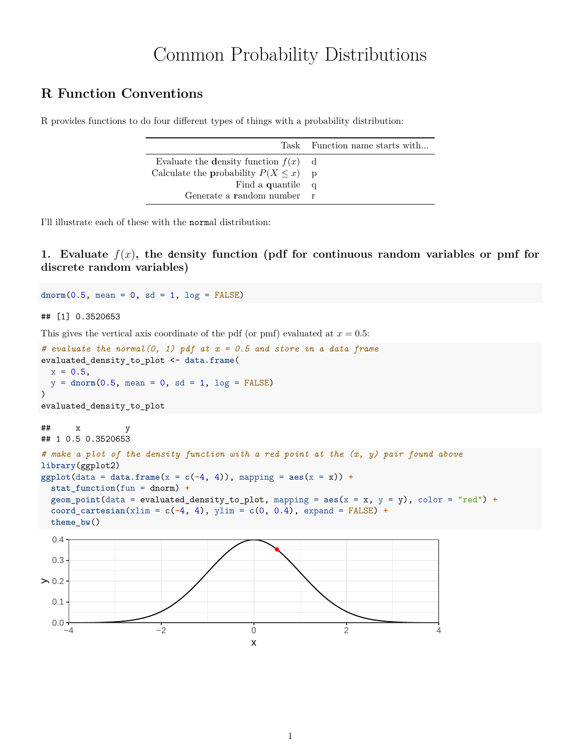# Common Probability Distributions

## R Function Conventions

R provides functions to do four different types of things with a probability distribution:

| Task | Function name starts with... |
|---|---|
| Evaluate the **d**ensity function $f(x)$ | d |
| Calculate the **p**robability $P(X \leq x)$ | p |
| Find a **q**uantile | q |
| Generate a **r**andom number | r |

I'll illustrate each of these with the `norm`al distribution:

### 1. Evaluate $f(x)$, the density function (pdf for continuous random variables or pmf for discrete random variables)

```
dnorm(0.5, mean = 0, sd = 1, log = FALSE)
```

```
## [1] 0.3520653
```

This gives the vertical axis coordinate of the pdf (or pmf) evaluated at $x = 0.5$:

```
# evaluate the normal(0, 1) pdf at x = 0.5 and store in a data frame
evaluated_density_to_plot <- data.frame(
  x = 0.5,
  y = dnorm(0.5, mean = 0, sd = 1, log = FALSE)
)
evaluated_density_to_plot
```

```
##     x         y
## 1 0.5 0.3520653
```

```
# make a plot of the density function with a red point at the (x, y) pair found above
library(ggplot2)
ggplot(data = data.frame(x = c(-4, 4)), mapping = aes(x = x)) +
  stat_function(fun = dnorm) +
  geom_point(data = evaluated_density_to_plot, mapping = aes(x = x, y = y), color = "red") +
  coord_cartesian(xlim = c(-4, 4), ylim = c(0, 0.4), expand = FALSE) +
  theme_bw()
```

y
0.4
0.3
0.2
0.1
0.0
−4
−2
0
2
4
x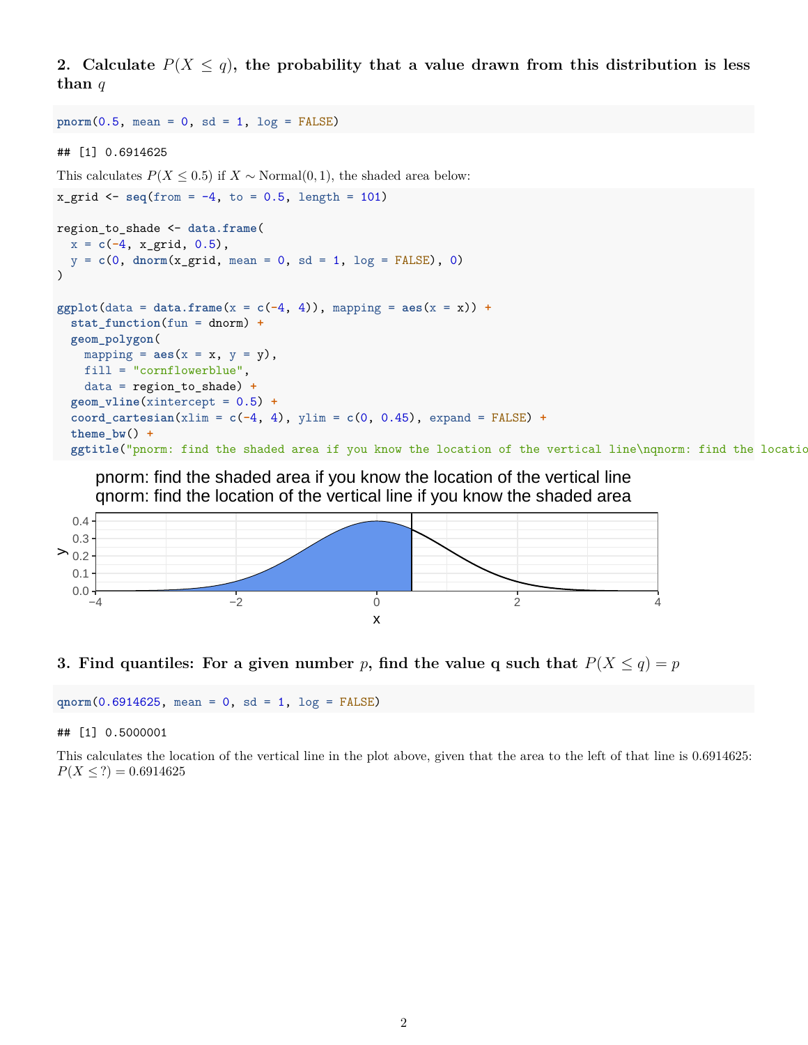### 2. Calculate $P(X \leq q)$, the probability that a value drawn from this distribution is less than $q$

```
pnorm(0.5, mean = 0, sd = 1, log = FALSE)
```

```
## [1] 0.6914625
```

This calculates $P(X \leq 0.5)$ if $X \sim \text{Normal}(0, 1)$, the shaded area below:

```
x_grid <- seq(from = -4, to = 0.5, length = 101)

region_to_shade <- data.frame(
  x = c(-4, x_grid, 0.5),
  y = c(0, dnorm(x_grid, mean = 0, sd = 1, log = FALSE), 0)
)

ggplot(data = data.frame(x = c(-4, 4)), mapping = aes(x = x)) +
  stat_function(fun = dnorm) +
  geom_polygon(
    mapping = aes(x = x, y = y),
    fill = "cornflowerblue",
    data = region_to_shade) +
  geom_vline(xintercept = 0.5) +
  coord_cartesian(xlim = c(-4, 4), ylim = c(0, 0.45), expand = FALSE) +
  theme_bw() +
  ggtitle("pnorm: find the shaded area if you know the location of the vertical line\nqnorm: find the locatio
```

pnorm: find the shaded area if you know the location of the vertical line
qnorm: find the location of the vertical line if you know the shaded area

0.4
0.3
0.2
0.1
0.0
y
−4
−2
0
2
4
x

### 3. Find quantiles: For a given number $p$, find the value q such that $P(X \leq q) = p$

```
qnorm(0.6914625, mean = 0, sd = 1, log = FALSE)
```

```
## [1] 0.5000001
```

This calculates the location of the vertical line in the plot above, given that the area to the left of that line is 0.6914625: $P(X \leq ?) = 0.6914625$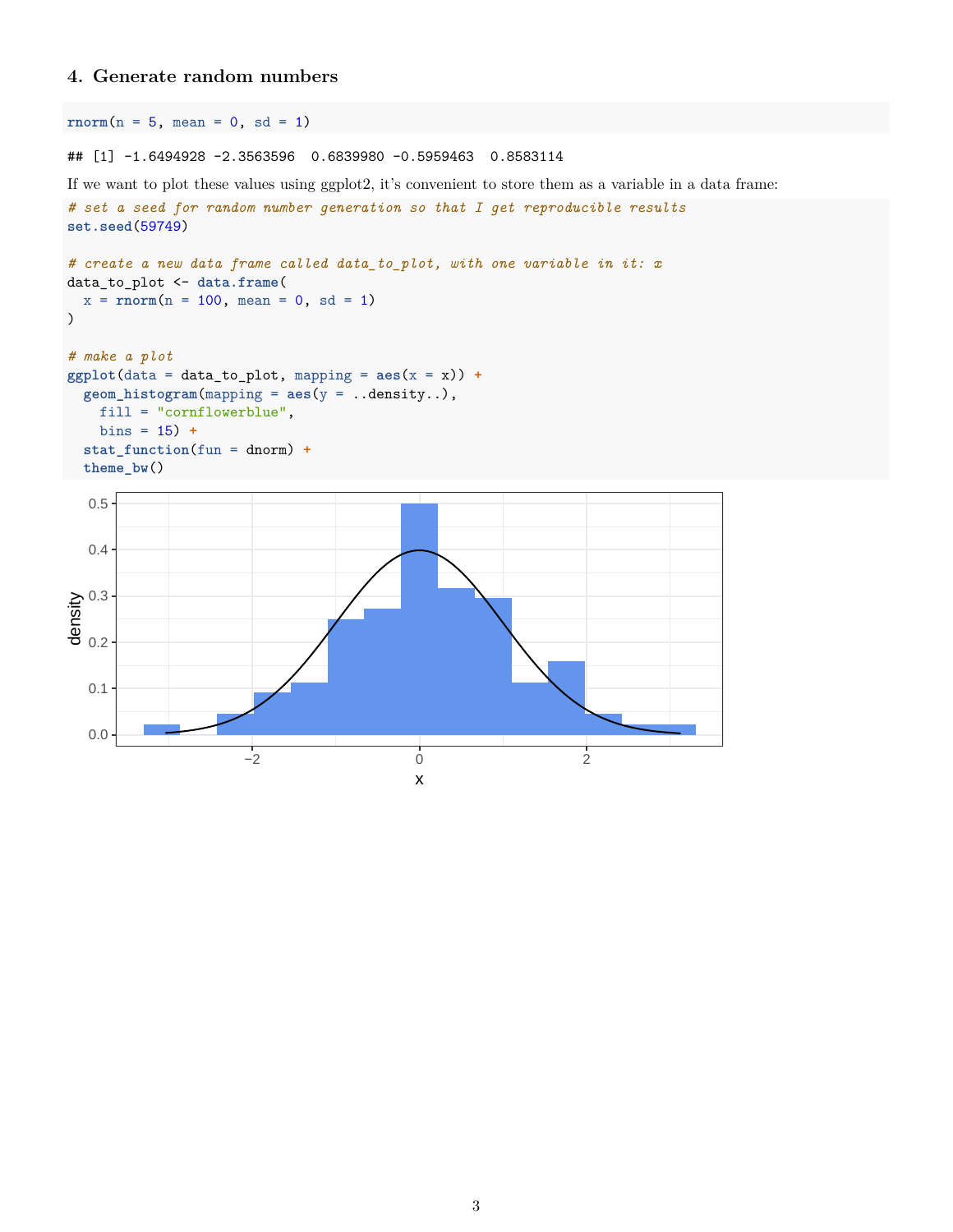### 4. Generate random numbers

```
rnorm(n = 5, mean = 0, sd = 1)
```

```
## [1] -1.6494928 -2.3563596  0.6839980 -0.5959463  0.8583114
```

If we want to plot these values using ggplot2, it's convenient to store them as a variable in a data frame:

```
# set a seed for random number generation so that I get reproducible results
set.seed(59749)

# create a new data frame called data_to_plot, with one variable in it: x
data_to_plot <- data.frame(
  x = rnorm(n = 100, mean = 0, sd = 1)
)

# make a plot
ggplot(data = data_to_plot, mapping = aes(x = x)) +
  geom_histogram(mapping = aes(y = ..density..),
    fill = "cornflowerblue",
    bins = 15) +
  stat_function(fun = dnorm) +
  theme_bw()
```

density

0.5
0.4
0.3
0.2
0.1
0.0

−2
0
2

x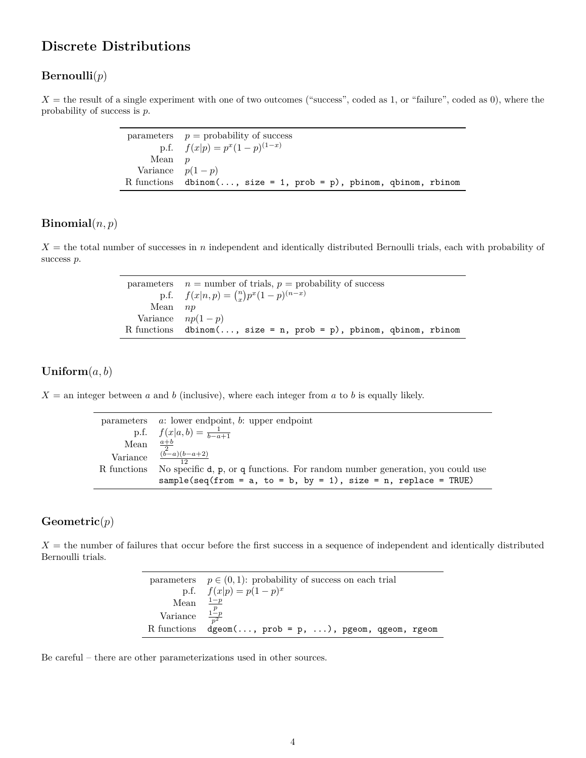# Discrete Distributions

## Bernoulli($p$)

$X$ = the result of a single experiment with one of two outcomes ("success", coded as 1, or "failure", coded as 0), where the probability of success is $p$.

| | |
|---|---|
| parameters | $p$ = probability of success |
| p.f. | $f(x\|p) = p^x(1-p)^{(1-x)}$ |
| Mean | $p$ |
| Variance | $p(1-p)$ |
| R functions | `dbinom(..., size = 1, prob = p), pbinom, qbinom, rbinom` |

## Binomial($n, p$)

$X$ = the total number of successes in $n$ independent and identically distributed Bernoulli trials, each with probability of success $p$.

| | |
|---|---|
| parameters | $n$ = number of trials, $p$ = probability of success |
| p.f. | $f(x\|n, p) = \binom{n}{x} p^x(1-p)^{(n-x)}$ |
| Mean | $np$ |
| Variance | $np(1-p)$ |
| R functions | `dbinom(..., size = n, prob = p), pbinom, qbinom, rbinom` |

## Uniform($a, b$)

$X$ = an integer between $a$ and $b$ (inclusive), where each integer from $a$ to $b$ is equally likely.

| | |
|---|---|
| parameters | $a$: lower endpoint, $b$: upper endpoint |
| p.f. | $f(x\|a, b) = \frac{1}{b-a+1}$ |
| Mean | $\frac{a+b}{2}$ |
| Variance | $\frac{(b-a)(b-a+2)}{12}$ |
| R functions | No specific `d`, `p`, or `q` functions. For random number generation, you could use `sample(seq(from = a, to = b, by = 1), size = n, replace = TRUE)` |

## Geometric($p$)

$X$ = the number of failures that occur before the first success in a sequence of independent and identically distributed Bernoulli trials.

| | |
|---|---|
| parameters | $p \in (0, 1)$: probability of success on each trial |
| p.f. | $f(x\|p) = p(1-p)^x$ |
| Mean | $\frac{1-p}{p}$ |
| Variance | $\frac{1-p}{p^2}$ |
| R functions | `dgeom(..., prob = p, ...), pgeom, qgeom, rgeom` |

Be careful – there are other parameterizations used in other sources.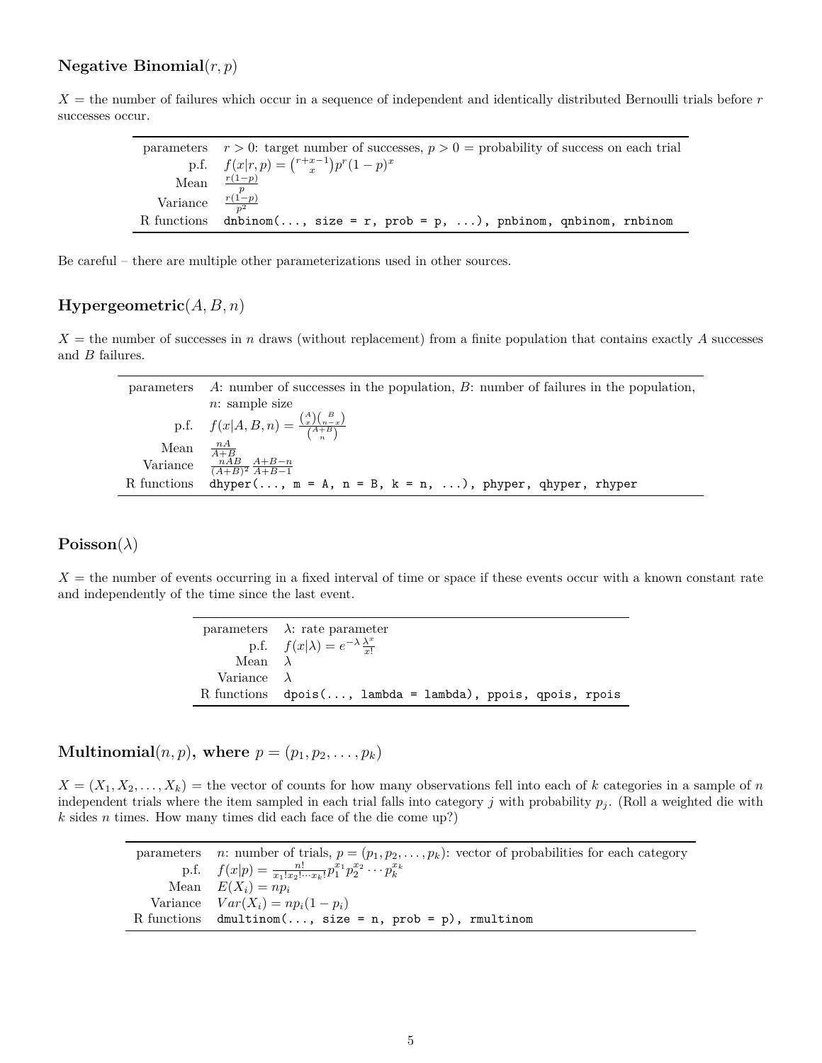### Negative Binomial$(r, p)$

$X$ = the number of failures which occur in a sequence of independent and identically distributed Bernoulli trials before $r$ successes occur.

| | |
|---|---|
| parameters | $r > 0$: target number of successes, $p > 0$ = probability of success on each trial |
| p.f. | $f(x\|r,p) = \binom{r+x-1}{x} p^r (1-p)^x$ |
| Mean | $\frac{r(1-p)}{p}$ |
| Variance | $\frac{r(1-p)}{p^2}$ |
| R functions | `dnbinom(..., size = r, prob = p, ...), pnbinom, qnbinom, rnbinom` |

Be careful – there are multiple other parameterizations used in other sources.

### Hypergeometric$(A, B, n)$

$X$ = the number of successes in $n$ draws (without replacement) from a finite population that contains exactly $A$ successes and $B$ failures.

| | |
|---|---|
| parameters | $A$: number of successes in the population, $B$: number of failures in the population, $n$: sample size |
| p.f. | $f(x\|A, B, n) = \frac{\binom{A}{x}\binom{B}{n-x}}{\binom{A+B}{n}}$ |
| Mean | $\frac{nA}{A+B}$ |
| Variance | $\frac{nAB}{(A+B)^2} \frac{A+B-n}{A+B-1}$ |
| R functions | `dhyper(..., m = A, n = B, k = n, ...), phyper, qhyper, rhyper` |

### Poisson$(\lambda)$

$X$ = the number of events occurring in a fixed interval of time or space if these events occur with a known constant rate and independently of the time since the last event.

| | |
|---|---|
| parameters | $\lambda$: rate parameter |
| p.f. | $f(x\|\lambda) = e^{-\lambda}\frac{\lambda^x}{x!}$ |
| Mean | $\lambda$ |
| Variance | $\lambda$ |
| R functions | `dpois(..., lambda = lambda), ppois, qpois, rpois` |

### Multinomial$(n, p)$, where $p = (p_1, p_2, \dots, p_k)$

$X = (X_1, X_2, \dots, X_k)$ = the vector of counts for how many observations fell into each of $k$ categories in a sample of $n$ independent trials where the item sampled in each trial falls into category $j$ with probability $p_j$. (Roll a weighted die with $k$ sides $n$ times. How many times did each face of the die come up?)

| | |
|---|---|
| parameters | $n$: number of trials, $p = (p_1, p_2, \dots, p_k)$: vector of probabilities for each category |
| p.f. | $f(x\|p) = \frac{n!}{x_1! x_2! \cdots x_k!} p_1^{x_1} p_2^{x_2} \cdots p_k^{x_k}$ |
| Mean | $E(X_i) = np_i$ |
| Variance | $Var(X_i) = np_i(1-p_i)$ |
| R functions | `dmultinom(..., size = n, prob = p), rmultinom` |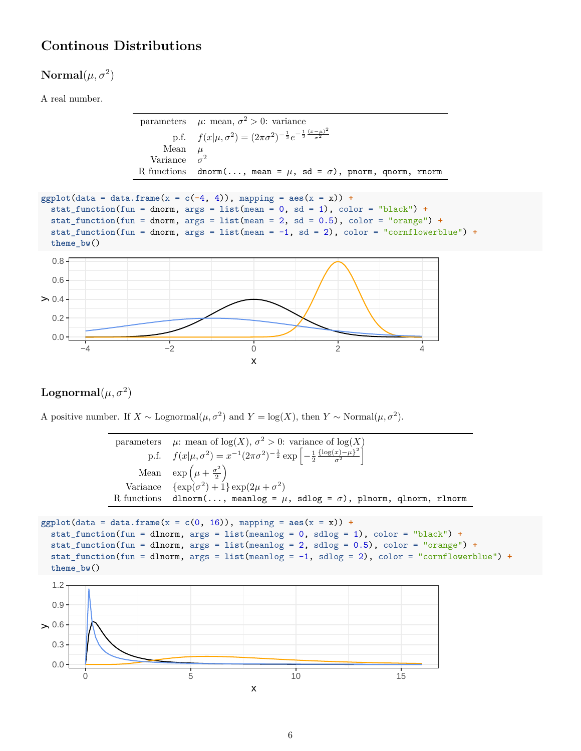## Continous Distributions

### Normal$(\mu, \sigma^2)$

A real number.

| | |
|---|---|
| parameters | $\mu$: mean, $\sigma^2 > 0$: variance |
| p.f. | $f(x\|\mu, \sigma^2) = (2\pi\sigma^2)^{-\frac{1}{2}} e^{-\frac{1}{2}\frac{(x-\mu)^2}{\sigma^2}}$ |
| Mean | $\mu$ |
| Variance | $\sigma^2$ |
| R functions | `dnorm(..., mean = `$\mu$`, sd = `$\sigma$`), pnorm, qnorm, rnorm` |

```
ggplot(data = data.frame(x = c(-4, 4)), mapping = aes(x = x)) +
  stat_function(fun = dnorm, args = list(mean = 0, sd = 1), color = "black") +
  stat_function(fun = dnorm, args = list(mean = 2, sd = 0.5), color = "orange") +
  stat_function(fun = dnorm, args = list(mean = -1, sd = 2), color = "cornflowerblue") +
  theme_bw()
```

y
0.8
0.6
0.4
0.2
0.0
-4
-2
0
2
4
x

### Lognormal$(\mu, \sigma^2)$

A positive number. If $X \sim \text{Lognormal}(\mu, \sigma^2)$ and $Y = \log(X)$, then $Y \sim \text{Normal}(\mu, \sigma^2)$.

| | |
|---|---|
| parameters | $\mu$: mean of $\log(X)$, $\sigma^2 > 0$: variance of $\log(X)$ |
| p.f. | $f(x\|\mu, \sigma^2) = x^{-1}(2\pi\sigma^2)^{-\frac{1}{2}} \exp\left[-\frac{1}{2}\frac{\{\log(x)-\mu\}^2}{\sigma^2}\right]$ |
| Mean | $\exp\left(\mu + \frac{\sigma^2}{2}\right)$ |
| Variance | $\{\exp(\sigma^2) + 1\}\exp(2\mu + \sigma^2)$ |
| R functions | `dlnorm(..., meanlog = `$\mu$`, sdlog = `$\sigma$`), plnorm, qlnorm, rlnorm` |

```
ggplot(data = data.frame(x = c(0, 16)), mapping = aes(x = x)) +
  stat_function(fun = dlnorm, args = list(meanlog = 0, sdlog = 1), color = "black") +
  stat_function(fun = dlnorm, args = list(meanlog = 2, sdlog = 0.5), color = "orange") +
  stat_function(fun = dlnorm, args = list(meanlog = -1, sdlog = 2), color = "cornflowerblue") +
  theme_bw()
```

y
1.2
0.9
0.6
0.3
0.0
0
5
10
15
x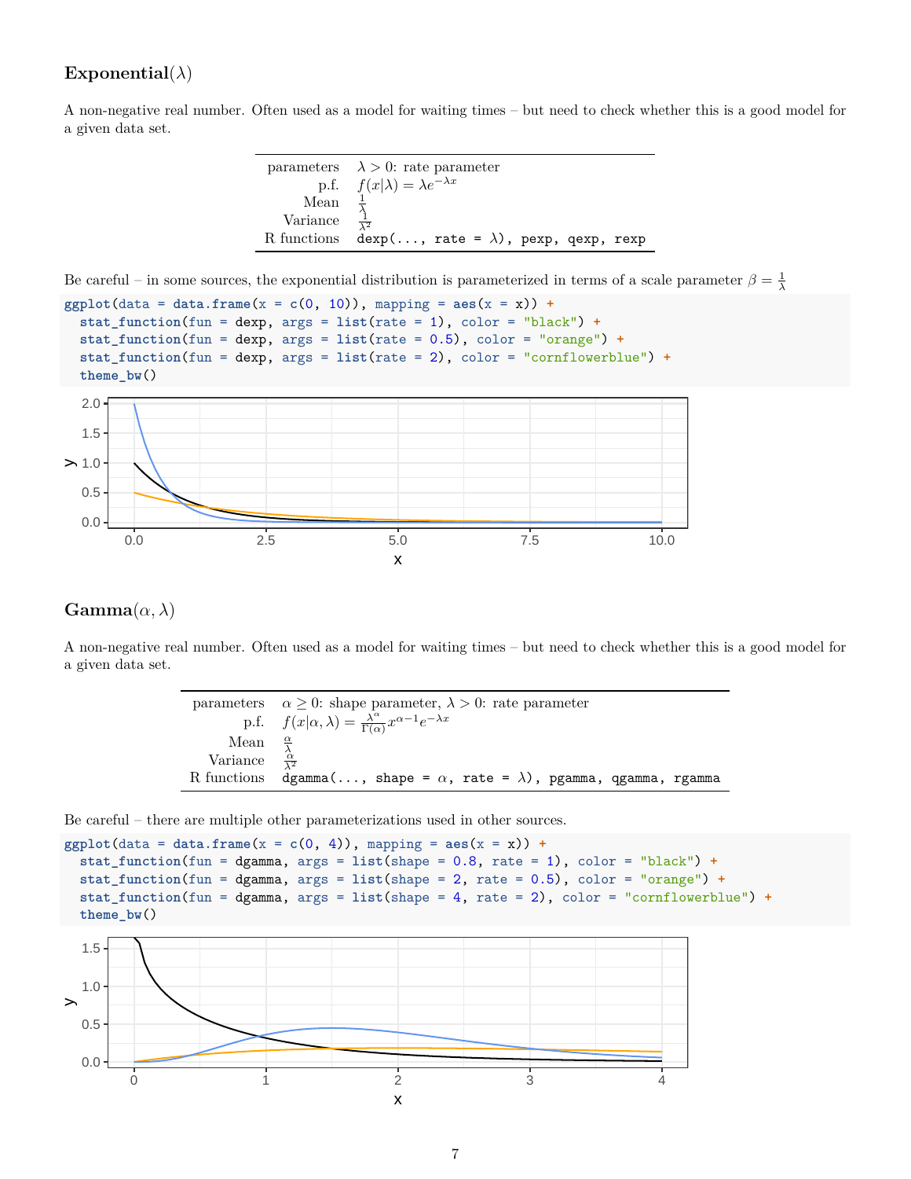### **Exponential**($\lambda$)

A non-negative real number. Often used as a model for waiting times – but need to check whether this is a good model for a given data set.

| | |
|---|---|
| parameters | $\lambda > 0$: rate parameter |
| p.f. | $f(x\|\lambda) = \lambda e^{-\lambda x}$ |
| Mean | $\frac{1}{\lambda}$ |
| Variance | $\frac{1}{\lambda^2}$ |
| R functions | `dexp(..., rate = ` $\lambda$`), pexp, qexp, rexp` |

Be careful – in some sources, the exponential distribution is parameterized in terms of a scale parameter $\beta = \frac{1}{\lambda}$

```
ggplot(data = data.frame(x = c(0, 10)), mapping = aes(x = x)) +
  stat_function(fun = dexp, args = list(rate = 1), color = "black") +
  stat_function(fun = dexp, args = list(rate = 0.5), color = "orange") +
  stat_function(fun = dexp, args = list(rate = 2), color = "cornflowerblue") +
  theme_bw()
```

2.0
1.5
1.0
0.5
0.0
y
0.0
2.5
5.0
7.5
10.0
x

### **Gamma**($\alpha, \lambda$)

A non-negative real number. Often used as a model for waiting times – but need to check whether this is a good model for a given data set.

| | |
|---|---|
| parameters | $\alpha \geq 0$: shape parameter, $\lambda > 0$: rate parameter |
| p.f. | $f(x\|\alpha, \lambda) = \frac{\lambda^\alpha}{\Gamma(\alpha)} x^{\alpha-1} e^{-\lambda x}$ |
| Mean | $\frac{\alpha}{\lambda}$ |
| Variance | $\frac{\alpha}{\lambda^2}$ |
| R functions | `dgamma(..., shape = ` $\alpha$`, rate = ` $\lambda$`), pgamma, qgamma, rgamma` |

Be careful – there are multiple other parameterizations used in other sources.

```
ggplot(data = data.frame(x = c(0, 4)), mapping = aes(x = x)) +
  stat_function(fun = dgamma, args = list(shape = 0.8, rate = 1), color = "black") +
  stat_function(fun = dgamma, args = list(shape = 2, rate = 0.5), color = "orange") +
  stat_function(fun = dgamma, args = list(shape = 4, rate = 2), color = "cornflowerblue") +
  theme_bw()
```

1.5
1.0
0.5
0.0
y
0
1
2
3
4
x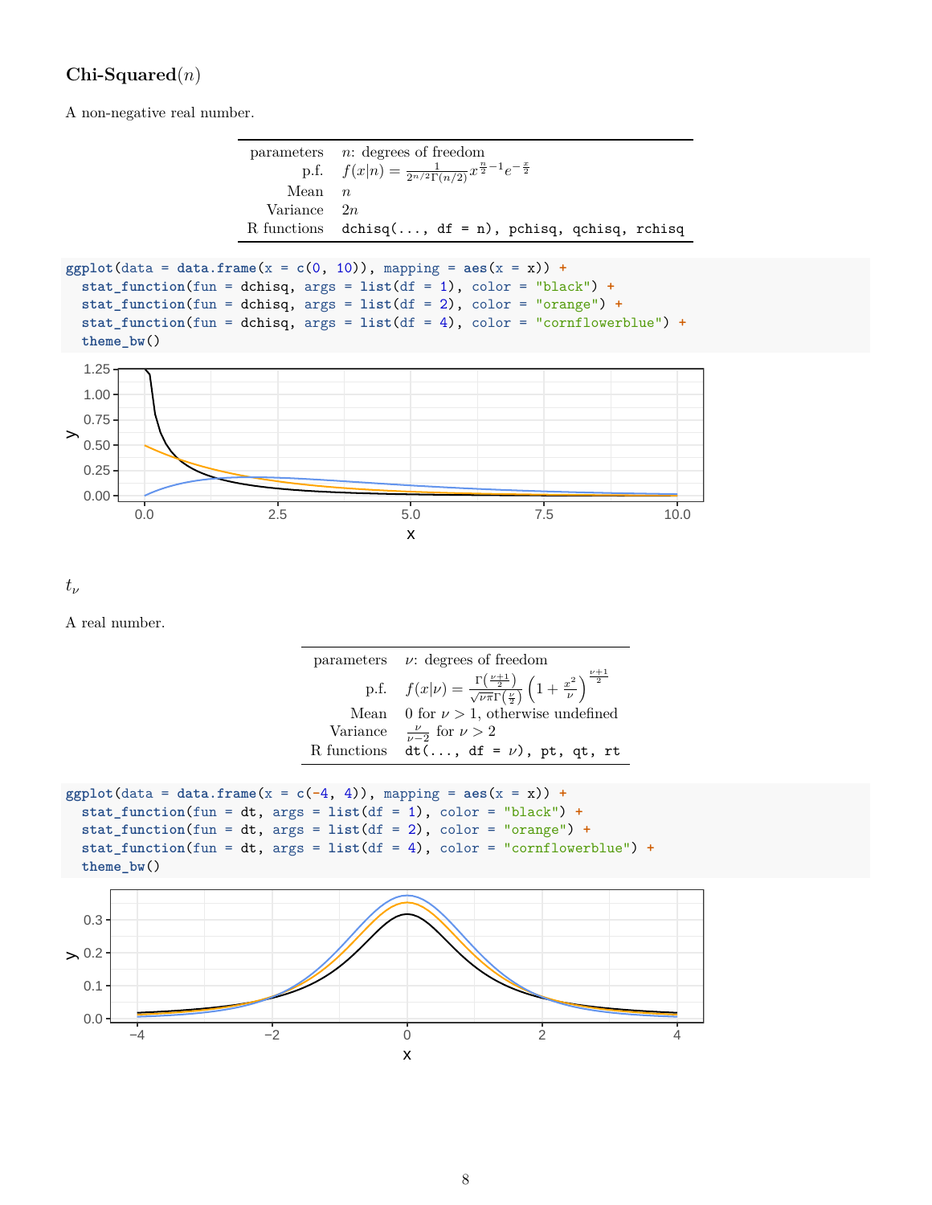**Chi-Squared**$(n)$

A non-negative real number.

| | |
|---|---|
| parameters | $n$: degrees of freedom |
| p.f. | $f(x\|n) = \frac{1}{2^{n/2}\Gamma(n/2)} x^{\frac{n}{2}-1} e^{-\frac{x}{2}}$ |
| Mean | $n$ |
| Variance | $2n$ |
| R functions | `dchisq(..., df = n), pchisq, qchisq, rchisq` |

```
ggplot(data = data.frame(x = c(0, 10)), mapping = aes(x = x)) +
  stat_function(fun = dchisq, args = list(df = 1), color = "black") +
  stat_function(fun = dchisq, args = list(df = 2), color = "orange") +
  stat_function(fun = dchisq, args = list(df = 4), color = "cornflowerblue") +
  theme_bw()
```

1.25
1.00
0.75
0.50
0.25
0.00
y
0.0
2.5
5.0
7.5
10.0
x

$t_\nu$

A real number.

| | |
|---|---|
| parameters | $\nu$: degrees of freedom |
| p.f. | $f(x\|\nu) = \frac{\Gamma\left(\frac{\nu+1}{2}\right)}{\sqrt{\nu\pi}\Gamma\left(\frac{\nu}{2}\right)} \left(1 + \frac{x^2}{\nu}\right)^{\frac{\nu+1}{2}}$ |
| Mean | 0 for $\nu > 1$, otherwise undefined |
| Variance | $\frac{\nu}{\nu-2}$ for $\nu > 2$ |
| R functions | `dt(..., df = ν), pt, qt, rt` |

```
ggplot(data = data.frame(x = c(-4, 4)), mapping = aes(x = x)) +
  stat_function(fun = dt, args = list(df = 1), color = "black") +
  stat_function(fun = dt, args = list(df = 2), color = "orange") +
  stat_function(fun = dt, args = list(df = 4), color = "cornflowerblue") +
  theme_bw()
```

0.3
0.2
0.1
0.0
y
−4
−2
0
2
4
x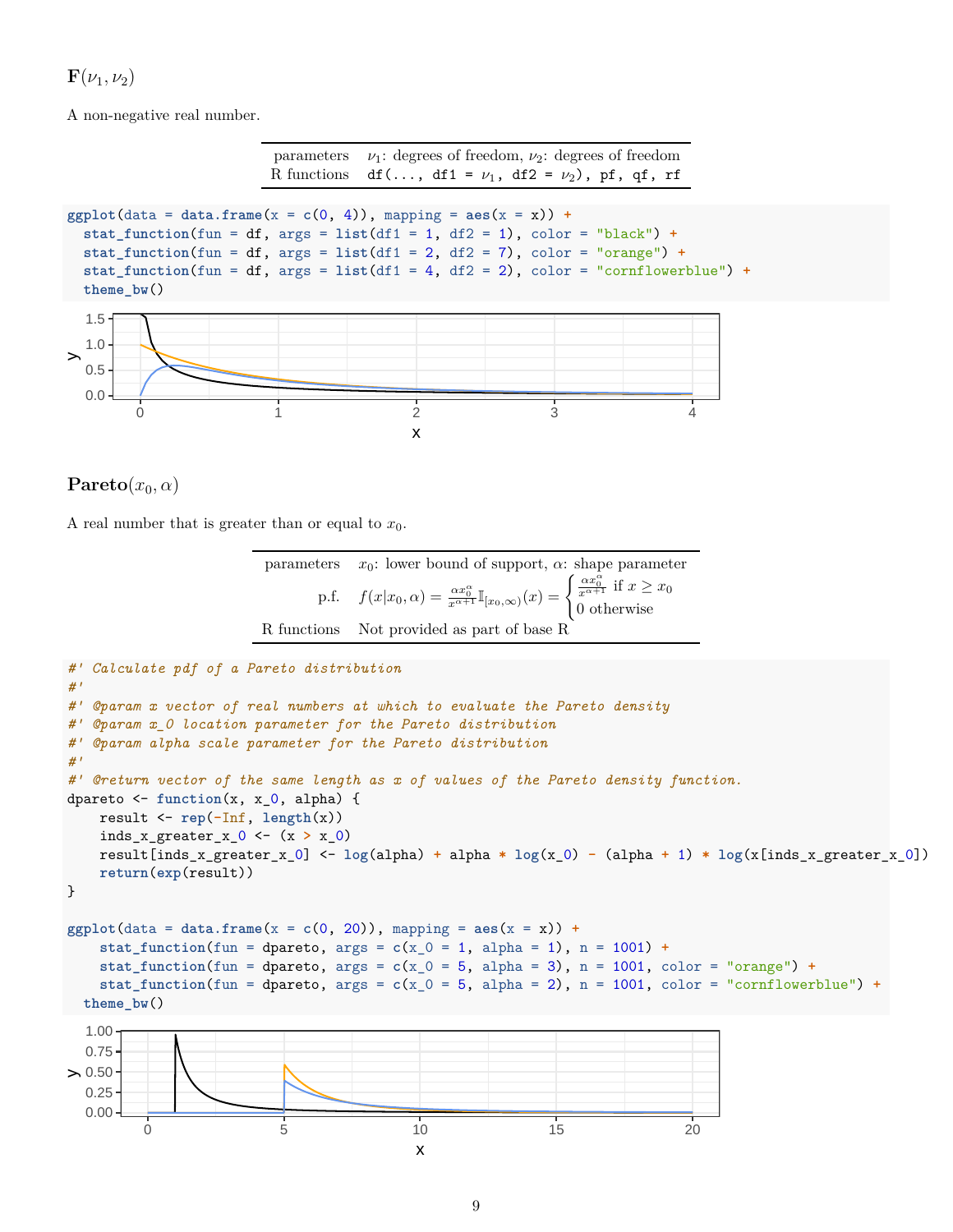### $\mathbf{F}(\nu_1, \nu_2)$

A non-negative real number.

| | |
|---|---|
| parameters | $\nu_1$: degrees of freedom, $\nu_2$: degrees of freedom |
| R functions | `df(..., df1 = ν1, df2 = ν2), pf, qf, rf` |

```
ggplot(data = data.frame(x = c(0, 4)), mapping = aes(x = x)) +
  stat_function(fun = df, args = list(df1 = 1, df2 = 1), color = "black") +
  stat_function(fun = df, args = list(df1 = 2, df2 = 7), color = "orange") +
  stat_function(fun = df, args = list(df1 = 4, df2 = 2), color = "cornflowerblue") +
  theme_bw()
```

y
1.5
1.0
0.5
0.0
0
1
2
3
4
x

### $\mathbf{Pareto}(x_0, \alpha)$

A real number that is greater than or equal to $x_0$.

| | |
|---|---|
| parameters | $x_0$: lower bound of support, $\alpha$: shape parameter |
| p.f. | $f(x \vert x_0, \alpha) = \frac{\alpha x_0^\alpha}{x^{\alpha+1}} \mathbb{I}_{[x_0, \infty)}(x) = \begin{cases} \frac{\alpha x_0^\alpha}{x^{\alpha+1}} \text{ if } x \geq x_0 \\ 0 \text{ otherwise} \end{cases}$ |
| R functions | Not provided as part of base R |

```
#' Calculate pdf of a Pareto distribution
#'
#' @param x vector of real numbers at which to evaluate the Pareto density
#' @param x_0 location parameter for the Pareto distribution
#' @param alpha scale parameter for the Pareto distribution
#'
#' @return vector of the same length as x of values of the Pareto density function.
dpareto <- function(x, x_0, alpha) {
    result <- rep(-Inf, length(x))
    inds_x_greater_x_0 <- (x > x_0)
    result[inds_x_greater_x_0] <- log(alpha) + alpha * log(x_0) - (alpha + 1) * log(x[inds_x_greater_x_0])
    return(exp(result))
}

ggplot(data = data.frame(x = c(0, 20)), mapping = aes(x = x)) +
    stat_function(fun = dpareto, args = c(x_0 = 1, alpha = 1), n = 1001) +
    stat_function(fun = dpareto, args = c(x_0 = 5, alpha = 3), n = 1001, color = "orange") +
    stat_function(fun = dpareto, args = c(x_0 = 5, alpha = 2), n = 1001, color = "cornflowerblue") +
  theme_bw()
```

y
1.00
0.75
0.50
0.25
0.00
0
5
10
15
20
x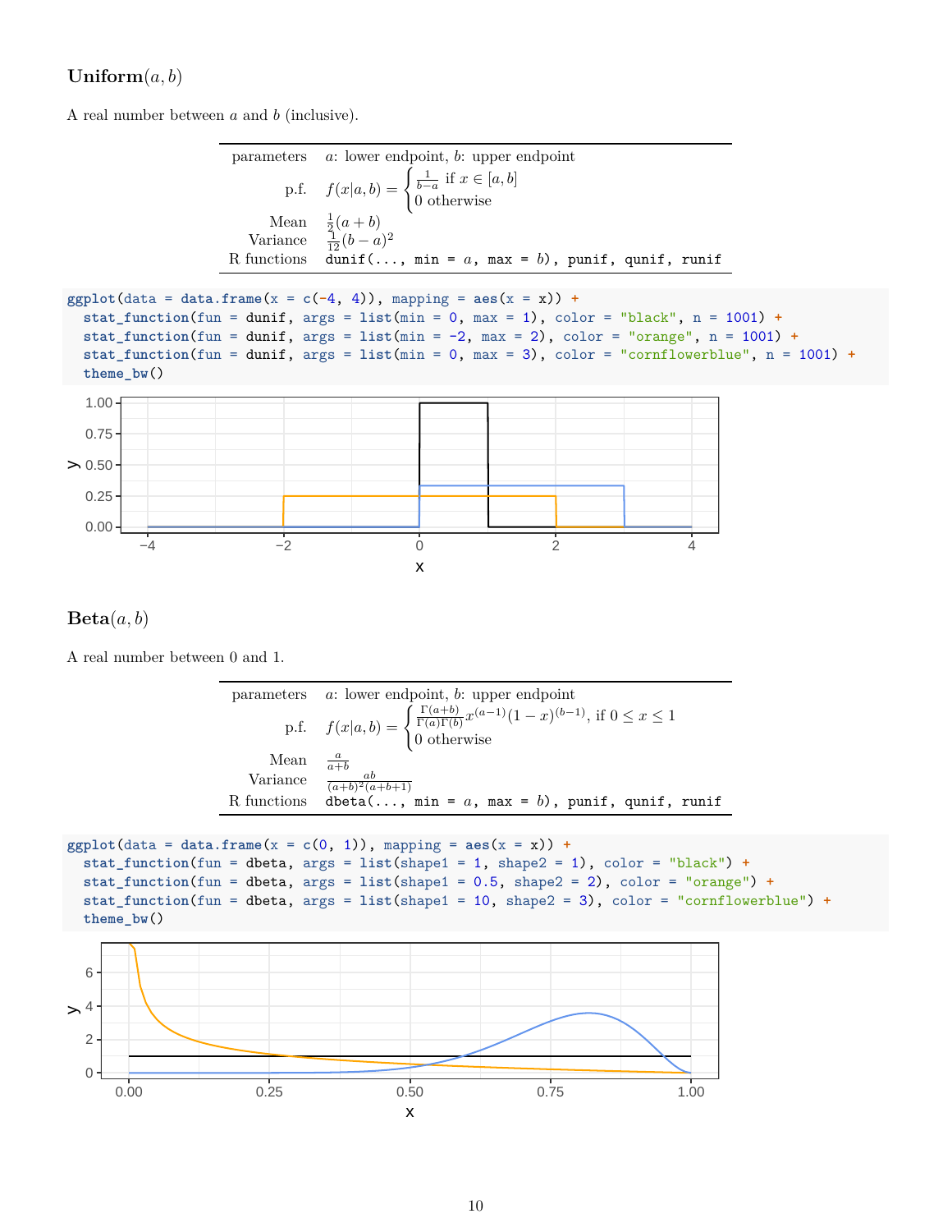**Uniform**$(a, b)$

A real number between $a$ and $b$ (inclusive).

| | |
|---|---|
| parameters | $a$: lower endpoint, $b$: upper endpoint |
| p.f. | $f(x\|a,b) = \begin{cases} \frac{1}{b-a} \text{ if } x \in [a,b] \\ 0 \text{ otherwise} \end{cases}$ |
| Mean | $\frac{1}{2}(a+b)$ |
| Variance | $\frac{1}{12}(b-a)^2$ |
| R functions | `dunif(..., min = a, max = b)`, `punif`, `qunif`, `runif` |

```
ggplot(data = data.frame(x = c(-4, 4)), mapping = aes(x = x)) +
  stat_function(fun = dunif, args = list(min = 0, max = 1), color = "black", n = 1001) +
  stat_function(fun = dunif, args = list(min = -2, max = 2), color = "orange", n = 1001) +
  stat_function(fun = dunif, args = list(min = 0, max = 3), color = "cornflowerblue", n = 1001) +
  theme_bw()
```

y
1.00
0.75
0.50
0.25
0.00
−4
−2
0
2
4
x

**Beta**$(a, b)$

A real number between 0 and 1.

| | |
|---|---|
| parameters | $a$: lower endpoint, $b$: upper endpoint |
| p.f. | $f(x\|a,b) = \begin{cases} \frac{\Gamma(a+b)}{\Gamma(a)\Gamma(b)} x^{(a-1)}(1-x)^{(b-1)}, \text{ if } 0 \leq x \leq 1 \\ 0 \text{ otherwise} \end{cases}$ |
| Mean | $\frac{a}{a+b}$ |
| Variance | $\frac{ab}{(a+b)^2(a+b+1)}$ |
| R functions | `dbeta(..., min = a, max = b)`, `punif`, `qunif`, `runif` |

```
ggplot(data = data.frame(x = c(0, 1)), mapping = aes(x = x)) +
  stat_function(fun = dbeta, args = list(shape1 = 1, shape2 = 1), color = "black") +
  stat_function(fun = dbeta, args = list(shape1 = 0.5, shape2 = 2), color = "orange") +
  stat_function(fun = dbeta, args = list(shape1 = 10, shape2 = 3), color = "cornflowerblue") +
  theme_bw()
```

y
6
4
2
0
0.00
0.25
0.50
0.75
1.00
x